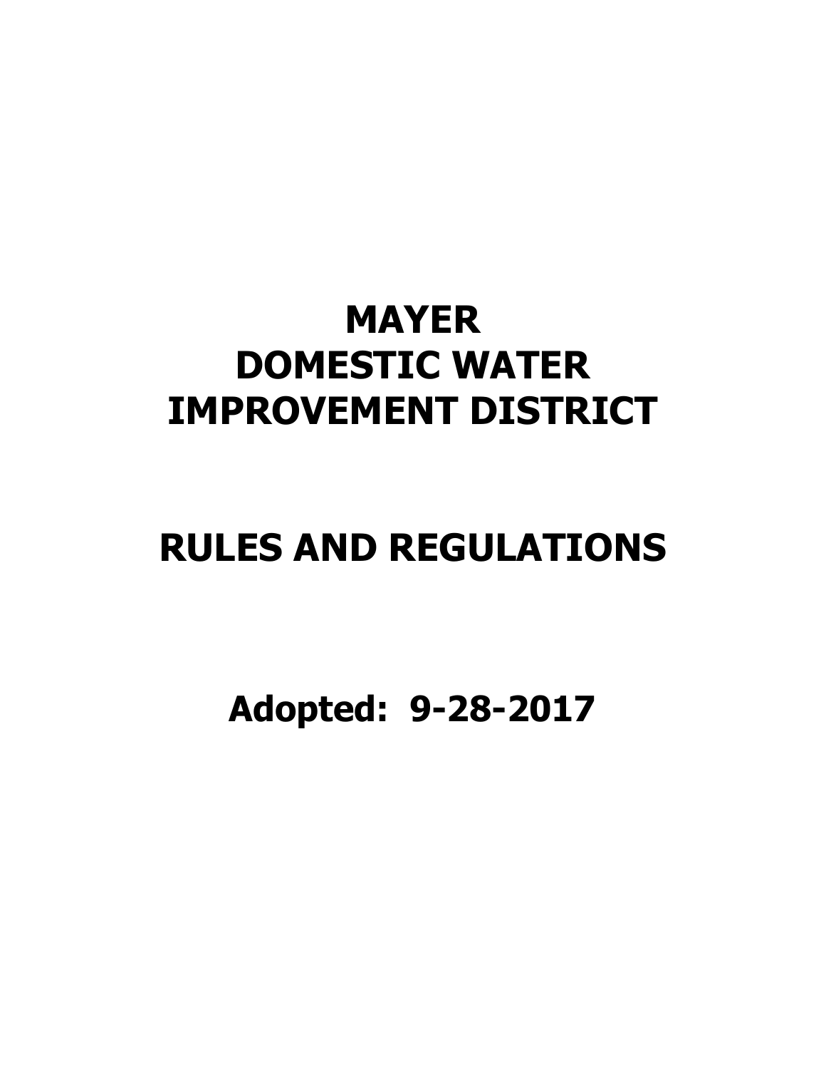# MAYER
# DOMESTIC WATER
# IMPROVEMENT DISTRICT

# RULES AND REGULATIONS

# Adopted: 9-28-2017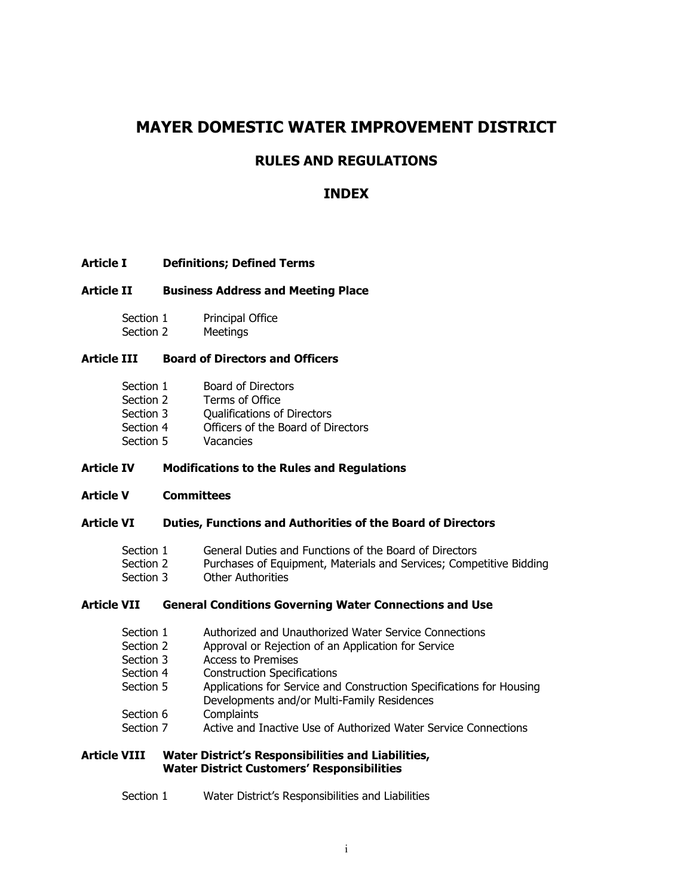# MAYER DOMESTIC WATER IMPROVEMENT DISTRICT

## RULES AND REGULATIONS

## INDEX

**Article I Definitions; Defined Terms**

**Article II Business Address and Meeting Place**

- Section 1 Principal Office
- Section 2 Meetings

**Article III Board of Directors and Officers**

- Section 1 Board of Directors
- Section 2 Terms of Office
- Section 3 Qualifications of Directors
- Section 4 Officers of the Board of Directors
- Section 5 Vacancies

**Article IV Modifications to the Rules and Regulations**

**Article V Committees**

**Article VI Duties, Functions and Authorities of the Board of Directors**

- Section 1 General Duties and Functions of the Board of Directors
- Section 2 Purchases of Equipment, Materials and Services; Competitive Bidding
- Section 3 Other Authorities

**Article VII General Conditions Governing Water Connections and Use**

- Section 1 Authorized and Unauthorized Water Service Connections
- Section 2 Approval or Rejection of an Application for Service
- Section 3 Access to Premises
- Section 4 Construction Specifications
- Section 5 Applications for Service and Construction Specifications for Housing Developments and/or Multi-Family Residences
- Section 6 Complaints
- Section 7 Active and Inactive Use of Authorized Water Service Connections

**Article VIII Water District's Responsibilities and Liabilities, Water District Customers' Responsibilities**

- Section 1 Water District's Responsibilities and Liabilities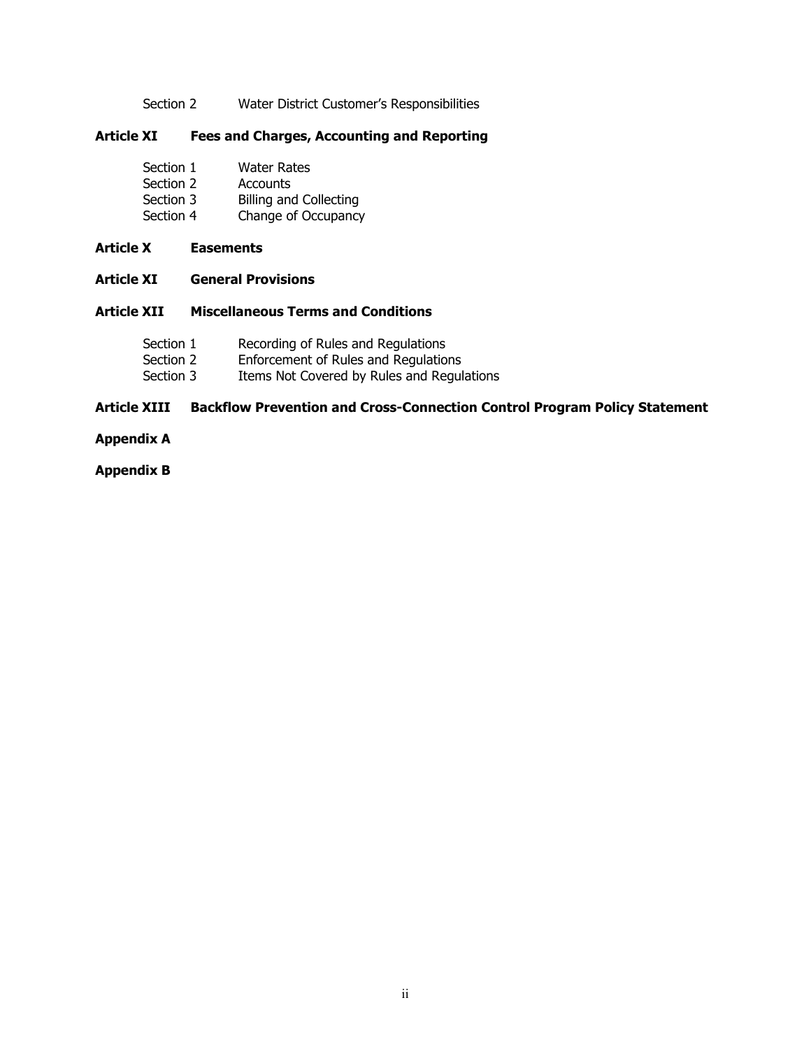Section 2 Water District Customer's Responsibilities

**Article XI Fees and Charges, Accounting and Reporting**

Section 1 Water Rates
Section 2 Accounts
Section 3 Billing and Collecting
Section 4 Change of Occupancy

**Article X Easements**

**Article XI General Provisions**

**Article XII Miscellaneous Terms and Conditions**

Section 1 Recording of Rules and Regulations
Section 2 Enforcement of Rules and Regulations
Section 3 Items Not Covered by Rules and Regulations

**Article XIII Backflow Prevention and Cross-Connection Control Program Policy Statement**

**Appendix A**

**Appendix B**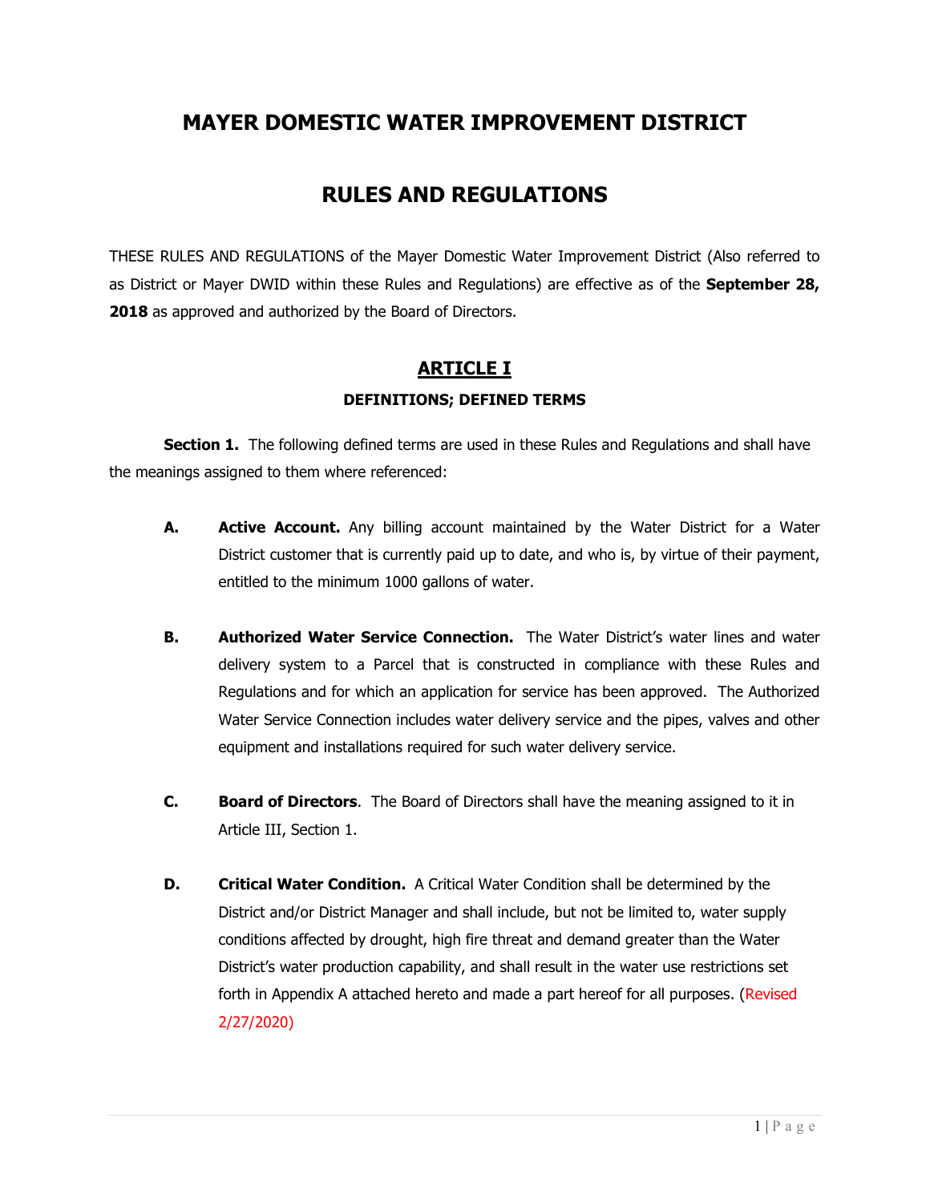# MAYER DOMESTIC WATER IMPROVEMENT DISTRICT

# RULES AND REGULATIONS

THESE RULES AND REGULATIONS of the Mayer Domestic Water Improvement District (Also referred to as District or Mayer DWID within these Rules and Regulations) are effective as of the **September 28, 2018** as approved and authorized by the Board of Directors.

## ARTICLE I

### DEFINITIONS; DEFINED TERMS

**Section 1.** The following defined terms are used in these Rules and Regulations and shall have the meanings assigned to them where referenced:

**A. Active Account.** Any billing account maintained by the Water District for a Water District customer that is currently paid up to date, and who is, by virtue of their payment, entitled to the minimum 1000 gallons of water.

**B. Authorized Water Service Connection.** The Water District's water lines and water delivery system to a Parcel that is constructed in compliance with these Rules and Regulations and for which an application for service has been approved. The Authorized Water Service Connection includes water delivery service and the pipes, valves and other equipment and installations required for such water delivery service.

**C. Board of Directors**. The Board of Directors shall have the meaning assigned to it in Article III, Section 1.

**D. Critical Water Condition.** A Critical Water Condition shall be determined by the District and/or District Manager and shall include, but not be limited to, water supply conditions affected by drought, high fire threat and demand greater than the Water District's water production capability, and shall result in the water use restrictions set forth in Appendix A attached hereto and made a part hereof for all purposes. (Revised 2/27/2020)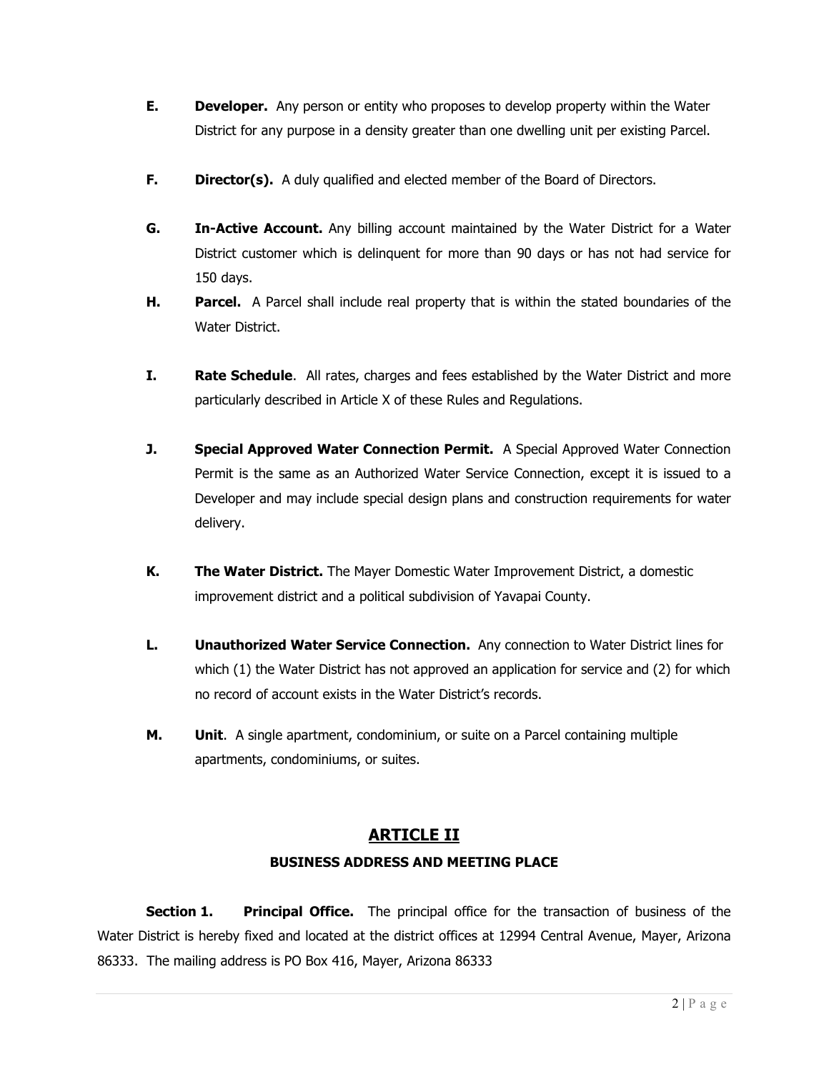**E. Developer.** Any person or entity who proposes to develop property within the Water District for any purpose in a density greater than one dwelling unit per existing Parcel.

**F. Director(s).** A duly qualified and elected member of the Board of Directors.

**G. In-Active Account.** Any billing account maintained by the Water District for a Water District customer which is delinquent for more than 90 days or has not had service for 150 days.

**H. Parcel.** A Parcel shall include real property that is within the stated boundaries of the Water District.

**I. Rate Schedule**. All rates, charges and fees established by the Water District and more particularly described in Article X of these Rules and Regulations.

**J. Special Approved Water Connection Permit.** A Special Approved Water Connection Permit is the same as an Authorized Water Service Connection, except it is issued to a Developer and may include special design plans and construction requirements for water delivery.

**K. The Water District.** The Mayer Domestic Water Improvement District, a domestic improvement district and a political subdivision of Yavapai County.

**L. Unauthorized Water Service Connection.** Any connection to Water District lines for which (1) the Water District has not approved an application for service and (2) for which no record of account exists in the Water District's records.

**M. Unit**. A single apartment, condominium, or suite on a Parcel containing multiple apartments, condominiums, or suites.

## ARTICLE II

### BUSINESS ADDRESS AND MEETING PLACE

**Section 1. Principal Office.** The principal office for the transaction of business of the Water District is hereby fixed and located at the district offices at 12994 Central Avenue, Mayer, Arizona 86333. The mailing address is PO Box 416, Mayer, Arizona 86333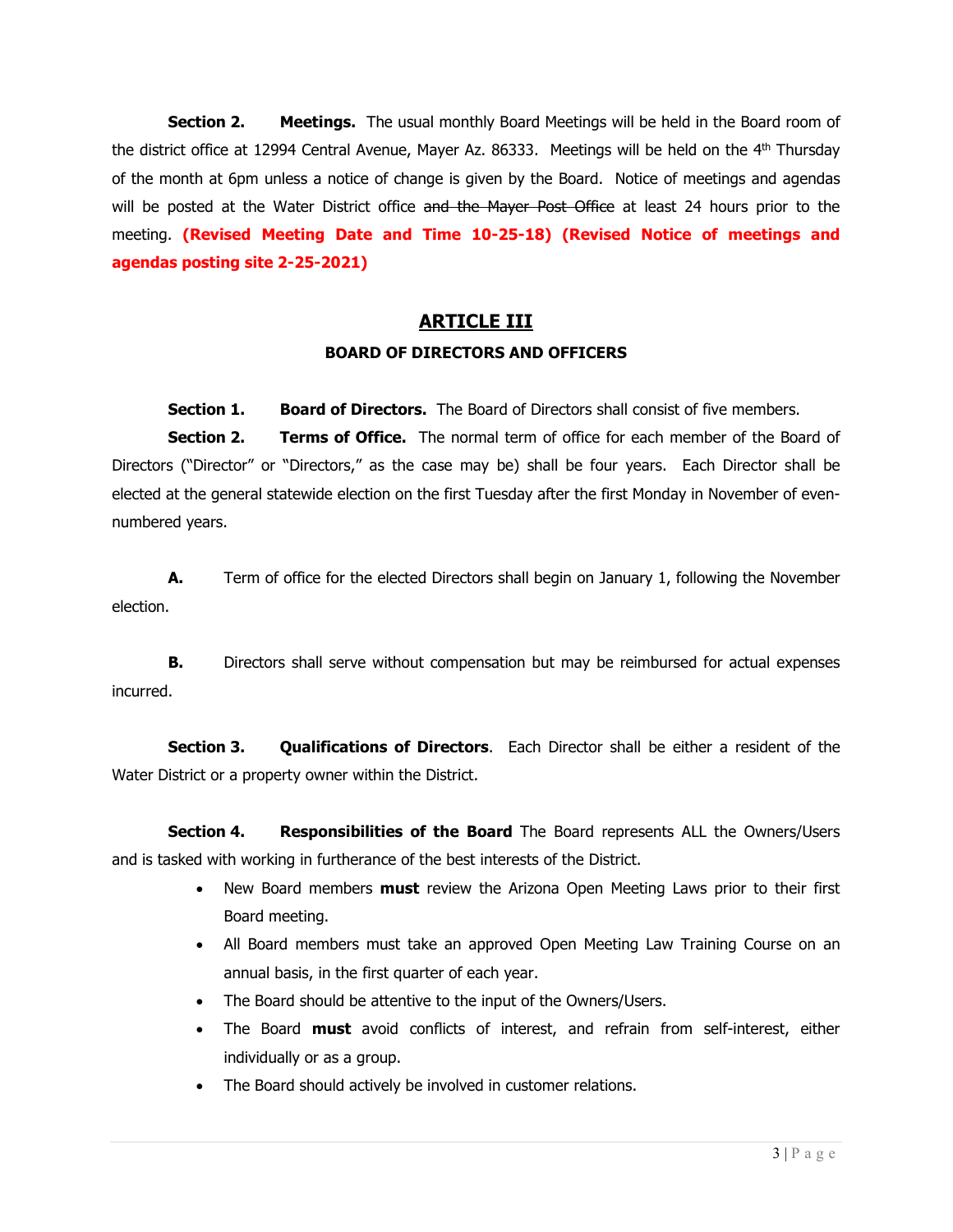**Section 2. Meetings.** The usual monthly Board Meetings will be held in the Board room of the district office at 12994 Central Avenue, Mayer Az. 86333. Meetings will be held on the 4th Thursday of the month at 6pm unless a notice of change is given by the Board. Notice of meetings and agendas will be posted at the Water District office ~~and the Mayer Post Office~~ at least 24 hours prior to the meeting. **(Revised Meeting Date and Time 10-25-18) (Revised Notice of meetings and agendas posting site 2-25-2021)**

## ARTICLE III

### BOARD OF DIRECTORS AND OFFICERS

**Section 1. Board of Directors.** The Board of Directors shall consist of five members.

**Section 2. Terms of Office.** The normal term of office for each member of the Board of Directors ("Director" or "Directors," as the case may be) shall be four years. Each Director shall be elected at the general statewide election on the first Tuesday after the first Monday in November of even-numbered years.

**A.** Term of office for the elected Directors shall begin on January 1, following the November election.

**B.** Directors shall serve without compensation but may be reimbursed for actual expenses incurred.

**Section 3. Qualifications of Directors**. Each Director shall be either a resident of the Water District or a property owner within the District.

**Section 4. Responsibilities of the Board** The Board represents ALL the Owners/Users and is tasked with working in furtherance of the best interests of the District.

- New Board members **must** review the Arizona Open Meeting Laws prior to their first Board meeting.
- All Board members must take an approved Open Meeting Law Training Course on an annual basis, in the first quarter of each year.
- The Board should be attentive to the input of the Owners/Users.
- The Board **must** avoid conflicts of interest, and refrain from self-interest, either individually or as a group.
- The Board should actively be involved in customer relations.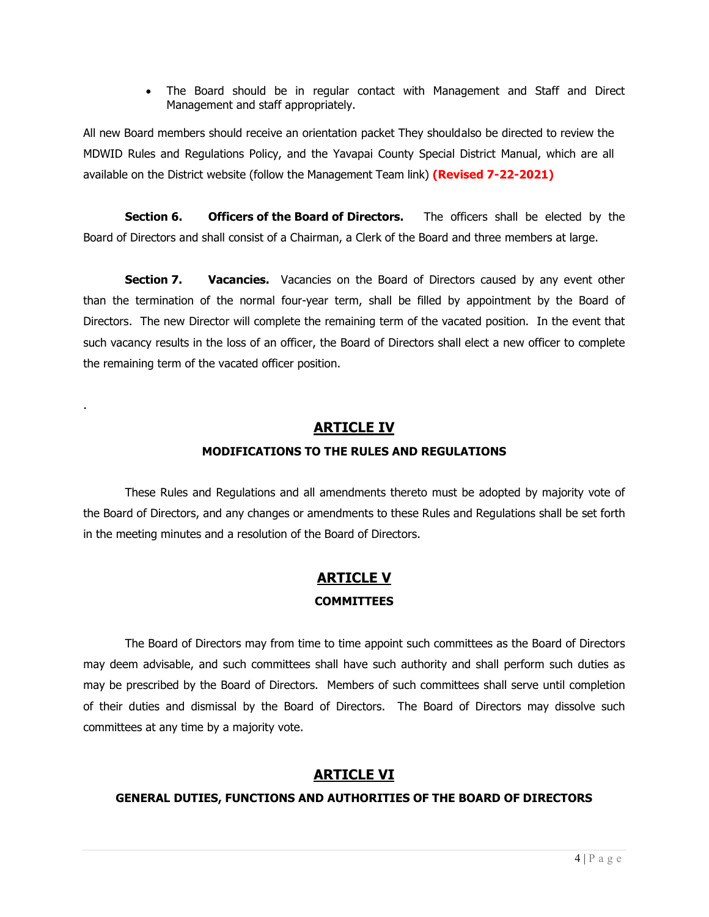- The Board should be in regular contact with Management and Staff and Direct Management and staff appropriately.

All new Board members should receive an orientation packet They shouldalso be directed to review the MDWID Rules and Regulations Policy, and the Yavapai County Special District Manual, which are all available on the District website (follow the Management Team link) **(Revised 7-22-2021)**

**Section 6. Officers of the Board of Directors.** The officers shall be elected by the Board of Directors and shall consist of a Chairman, a Clerk of the Board and three members at large.

**Section 7. Vacancies.** Vacancies on the Board of Directors caused by any event other than the termination of the normal four-year term, shall be filled by appointment by the Board of Directors. The new Director will complete the remaining term of the vacated position. In the event that such vacancy results in the loss of an officer, the Board of Directors shall elect a new officer to complete the remaining term of the vacated officer position.

.

## ARTICLE IV

### MODIFICATIONS TO THE RULES AND REGULATIONS

These Rules and Regulations and all amendments thereto must be adopted by majority vote of the Board of Directors, and any changes or amendments to these Rules and Regulations shall be set forth in the meeting minutes and a resolution of the Board of Directors.

## ARTICLE V

### COMMITTEES

The Board of Directors may from time to time appoint such committees as the Board of Directors may deem advisable, and such committees shall have such authority and shall perform such duties as may be prescribed by the Board of Directors. Members of such committees shall serve until completion of their duties and dismissal by the Board of Directors. The Board of Directors may dissolve such committees at any time by a majority vote.

## ARTICLE VI

### GENERAL DUTIES, FUNCTIONS AND AUTHORITIES OF THE BOARD OF DIRECTORS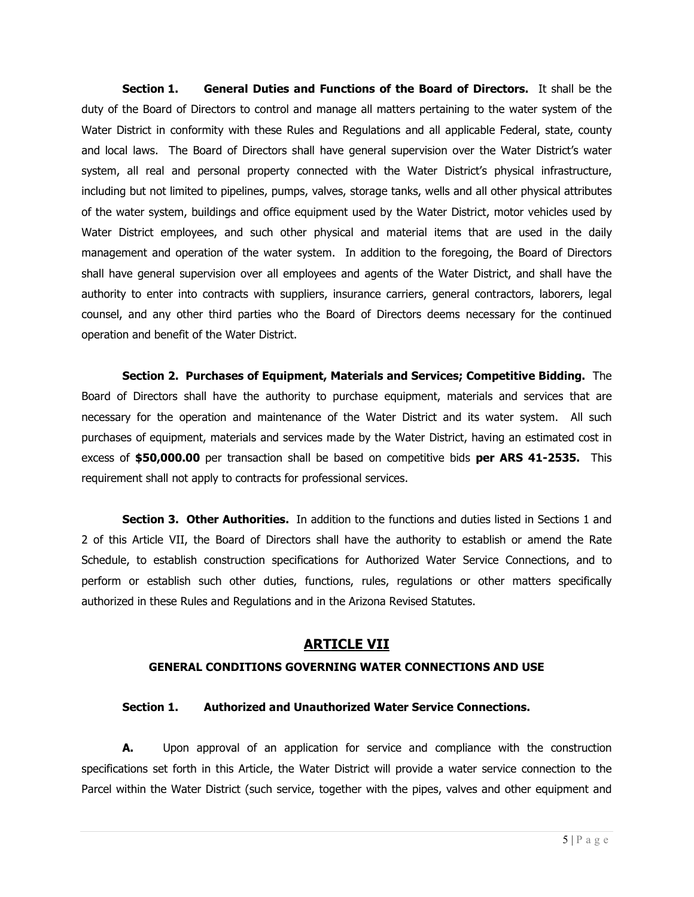**Section 1. General Duties and Functions of the Board of Directors.** It shall be the duty of the Board of Directors to control and manage all matters pertaining to the water system of the Water District in conformity with these Rules and Regulations and all applicable Federal, state, county and local laws. The Board of Directors shall have general supervision over the Water District's water system, all real and personal property connected with the Water District's physical infrastructure, including but not limited to pipelines, pumps, valves, storage tanks, wells and all other physical attributes of the water system, buildings and office equipment used by the Water District, motor vehicles used by Water District employees, and such other physical and material items that are used in the daily management and operation of the water system. In addition to the foregoing, the Board of Directors shall have general supervision over all employees and agents of the Water District, and shall have the authority to enter into contracts with suppliers, insurance carriers, general contractors, laborers, legal counsel, and any other third parties who the Board of Directors deems necessary for the continued operation and benefit of the Water District.

**Section 2. Purchases of Equipment, Materials and Services; Competitive Bidding.** The Board of Directors shall have the authority to purchase equipment, materials and services that are necessary for the operation and maintenance of the Water District and its water system. All such purchases of equipment, materials and services made by the Water District, having an estimated cost in excess of **$50,000.00** per transaction shall be based on competitive bids **per ARS 41-2535.** This requirement shall not apply to contracts for professional services.

**Section 3. Other Authorities.** In addition to the functions and duties listed in Sections 1 and 2 of this Article VII, the Board of Directors shall have the authority to establish or amend the Rate Schedule, to establish construction specifications for Authorized Water Service Connections, and to perform or establish such other duties, functions, rules, regulations or other matters specifically authorized in these Rules and Regulations and in the Arizona Revised Statutes.

## ARTICLE VII

### GENERAL CONDITIONS GOVERNING WATER CONNECTIONS AND USE

**Section 1. Authorized and Unauthorized Water Service Connections.**

**A.** Upon approval of an application for service and compliance with the construction specifications set forth in this Article, the Water District will provide a water service connection to the Parcel within the Water District (such service, together with the pipes, valves and other equipment and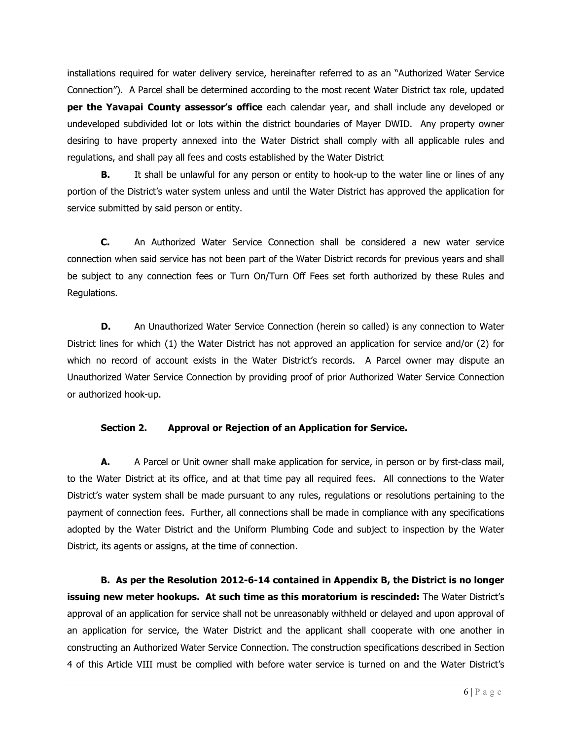installations required for water delivery service, hereinafter referred to as an "Authorized Water Service Connection"). A Parcel shall be determined according to the most recent Water District tax role, updated **per the Yavapai County assessor's office** each calendar year, and shall include any developed or undeveloped subdivided lot or lots within the district boundaries of Mayer DWID. Any property owner desiring to have property annexed into the Water District shall comply with all applicable rules and regulations, and shall pay all fees and costs established by the Water District

**B.** It shall be unlawful for any person or entity to hook-up to the water line or lines of any portion of the District's water system unless and until the Water District has approved the application for service submitted by said person or entity.

**C.** An Authorized Water Service Connection shall be considered a new water service connection when said service has not been part of the Water District records for previous years and shall be subject to any connection fees or Turn On/Turn Off Fees set forth authorized by these Rules and Regulations.

**D.** An Unauthorized Water Service Connection (herein so called) is any connection to Water District lines for which (1) the Water District has not approved an application for service and/or (2) for which no record of account exists in the Water District's records. A Parcel owner may dispute an Unauthorized Water Service Connection by providing proof of prior Authorized Water Service Connection or authorized hook-up.

**Section 2. Approval or Rejection of an Application for Service.**

**A.** A Parcel or Unit owner shall make application for service, in person or by first-class mail, to the Water District at its office, and at that time pay all required fees. All connections to the Water District's water system shall be made pursuant to any rules, regulations or resolutions pertaining to the payment of connection fees. Further, all connections shall be made in compliance with any specifications adopted by the Water District and the Uniform Plumbing Code and subject to inspection by the Water District, its agents or assigns, at the time of connection.

**B. As per the Resolution 2012-6-14 contained in Appendix B, the District is no longer issuing new meter hookups. At such time as this moratorium is rescinded:** The Water District's approval of an application for service shall not be unreasonably withheld or delayed and upon approval of an application for service, the Water District and the applicant shall cooperate with one another in constructing an Authorized Water Service Connection. The construction specifications described in Section 4 of this Article VIII must be complied with before water service is turned on and the Water District's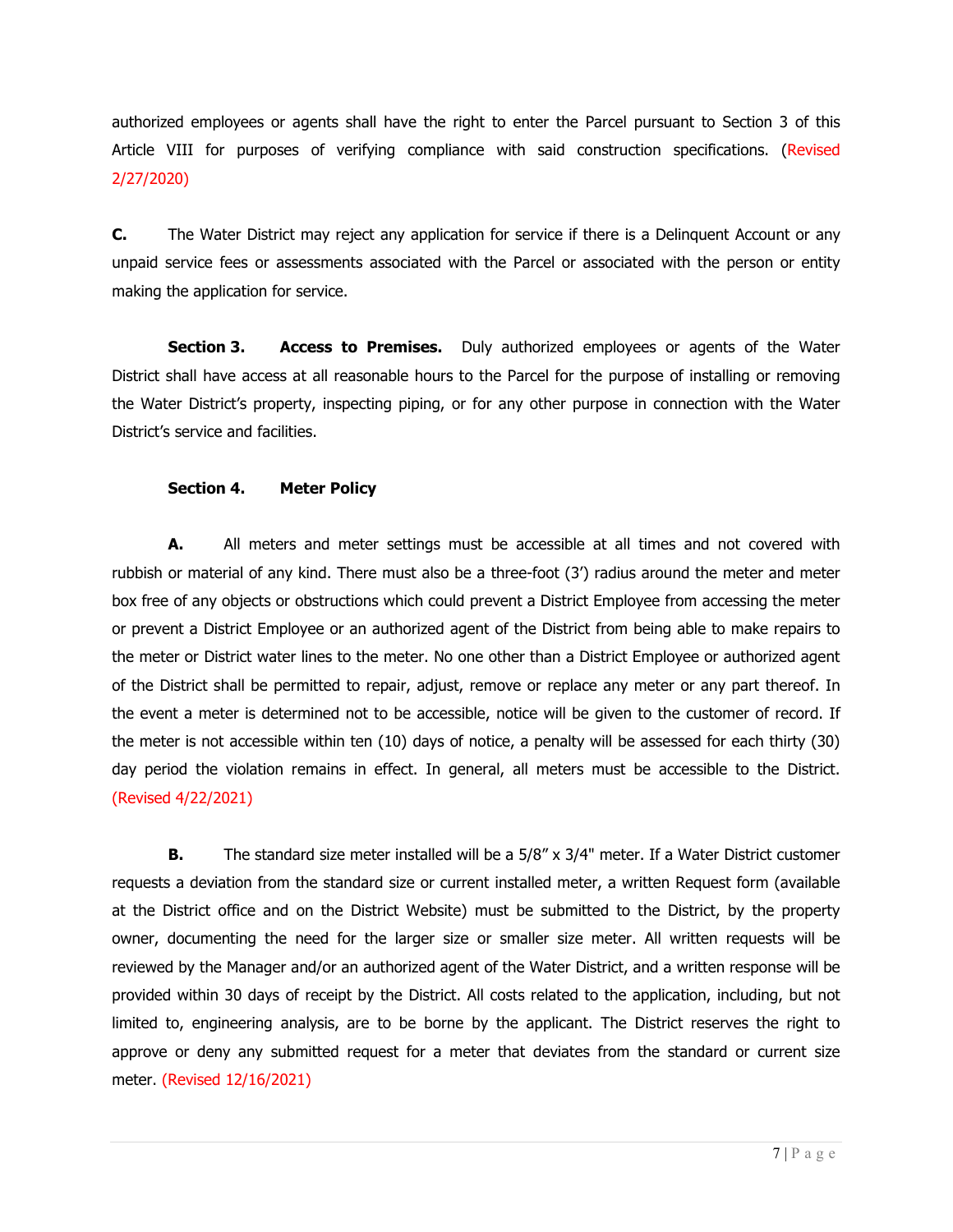authorized employees or agents shall have the right to enter the Parcel pursuant to Section 3 of this Article VIII for purposes of verifying compliance with said construction specifications. (Revised 2/27/2020)

**C.** The Water District may reject any application for service if there is a Delinquent Account or any unpaid service fees or assessments associated with the Parcel or associated with the person or entity making the application for service.

**Section 3. Access to Premises.** Duly authorized employees or agents of the Water District shall have access at all reasonable hours to the Parcel for the purpose of installing or removing the Water District's property, inspecting piping, or for any other purpose in connection with the Water District's service and facilities.

**Section 4. Meter Policy**

**A.** All meters and meter settings must be accessible at all times and not covered with rubbish or material of any kind. There must also be a three-foot (3') radius around the meter and meter box free of any objects or obstructions which could prevent a District Employee from accessing the meter or prevent a District Employee or an authorized agent of the District from being able to make repairs to the meter or District water lines to the meter. No one other than a District Employee or authorized agent of the District shall be permitted to repair, adjust, remove or replace any meter or any part thereof. In the event a meter is determined not to be accessible, notice will be given to the customer of record. If the meter is not accessible within ten (10) days of notice, a penalty will be assessed for each thirty (30) day period the violation remains in effect. In general, all meters must be accessible to the District. (Revised 4/22/2021)

**B.** The standard size meter installed will be a 5/8" x 3/4" meter. If a Water District customer requests a deviation from the standard size or current installed meter, a written Request form (available at the District office and on the District Website) must be submitted to the District, by the property owner, documenting the need for the larger size or smaller size meter. All written requests will be reviewed by the Manager and/or an authorized agent of the Water District, and a written response will be provided within 30 days of receipt by the District. All costs related to the application, including, but not limited to, engineering analysis, are to be borne by the applicant. The District reserves the right to approve or deny any submitted request for a meter that deviates from the standard or current size meter. (Revised 12/16/2021)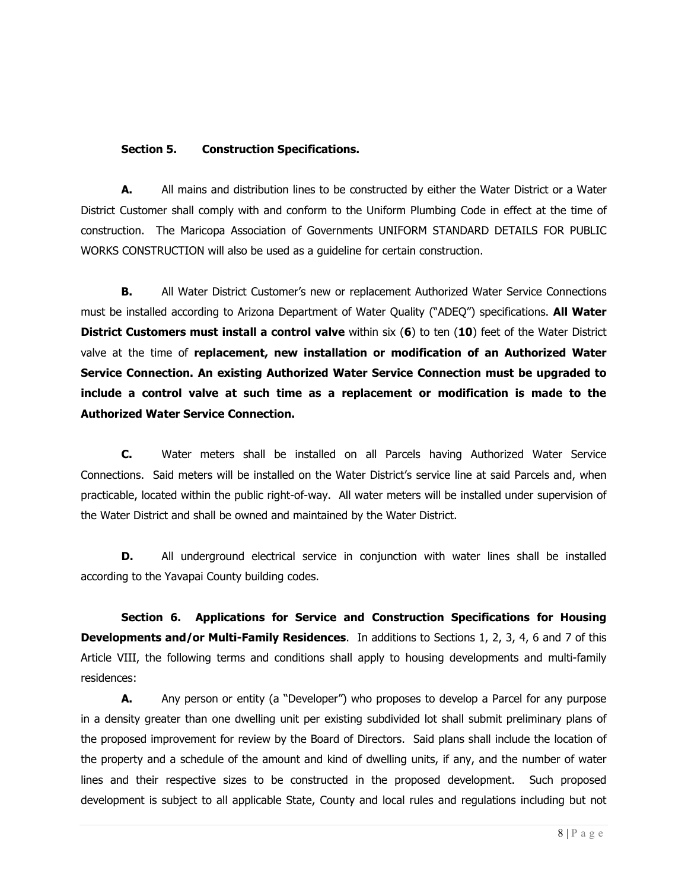**Section 5. Construction Specifications.**

**A.** All mains and distribution lines to be constructed by either the Water District or a Water District Customer shall comply with and conform to the Uniform Plumbing Code in effect at the time of construction. The Maricopa Association of Governments UNIFORM STANDARD DETAILS FOR PUBLIC WORKS CONSTRUCTION will also be used as a guideline for certain construction.

**B.** All Water District Customer's new or replacement Authorized Water Service Connections must be installed according to Arizona Department of Water Quality ("ADEQ") specifications. **All Water District Customers must install a control valve** within six (**6**) to ten (**10**) feet of the Water District valve at the time of **replacement, new installation or modification of an Authorized Water Service Connection. An existing Authorized Water Service Connection must be upgraded to include a control valve at such time as a replacement or modification is made to the Authorized Water Service Connection.**

**C.** Water meters shall be installed on all Parcels having Authorized Water Service Connections. Said meters will be installed on the Water District's service line at said Parcels and, when practicable, located within the public right-of-way. All water meters will be installed under supervision of the Water District and shall be owned and maintained by the Water District.

**D.** All underground electrical service in conjunction with water lines shall be installed according to the Yavapai County building codes.

**Section 6. Applications for Service and Construction Specifications for Housing Developments and/or Multi-Family Residences**. In additions to Sections 1, 2, 3, 4, 6 and 7 of this Article VIII, the following terms and conditions shall apply to housing developments and multi-family residences:

**A.** Any person or entity (a "Developer") who proposes to develop a Parcel for any purpose in a density greater than one dwelling unit per existing subdivided lot shall submit preliminary plans of the proposed improvement for review by the Board of Directors. Said plans shall include the location of the property and a schedule of the amount and kind of dwelling units, if any, and the number of water lines and their respective sizes to be constructed in the proposed development. Such proposed development is subject to all applicable State, County and local rules and regulations including but not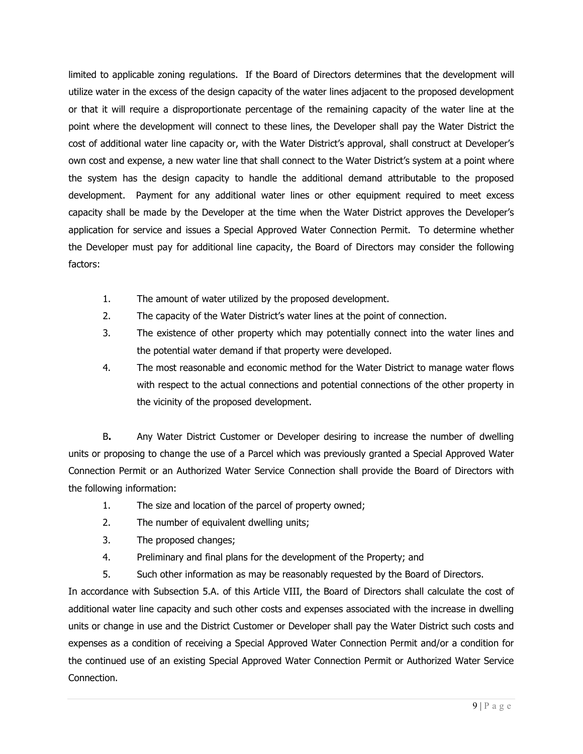limited to applicable zoning regulations. If the Board of Directors determines that the development will utilize water in the excess of the design capacity of the water lines adjacent to the proposed development or that it will require a disproportionate percentage of the remaining capacity of the water line at the point where the development will connect to these lines, the Developer shall pay the Water District the cost of additional water line capacity or, with the Water District's approval, shall construct at Developer's own cost and expense, a new water line that shall connect to the Water District's system at a point where the system has the design capacity to handle the additional demand attributable to the proposed development. Payment for any additional water lines or other equipment required to meet excess capacity shall be made by the Developer at the time when the Water District approves the Developer's application for service and issues a Special Approved Water Connection Permit. To determine whether the Developer must pay for additional line capacity, the Board of Directors may consider the following factors:

1. The amount of water utilized by the proposed development.
2. The capacity of the Water District's water lines at the point of connection.
3. The existence of other property which may potentially connect into the water lines and the potential water demand if that property were developed.
4. The most reasonable and economic method for the Water District to manage water flows with respect to the actual connections and potential connections of the other property in the vicinity of the proposed development.

B**.** Any Water District Customer or Developer desiring to increase the number of dwelling units or proposing to change the use of a Parcel which was previously granted a Special Approved Water Connection Permit or an Authorized Water Service Connection shall provide the Board of Directors with the following information:

1. The size and location of the parcel of property owned;
2. The number of equivalent dwelling units;
3. The proposed changes;
4. Preliminary and final plans for the development of the Property; and
5. Such other information as may be reasonably requested by the Board of Directors.

In accordance with Subsection 5.A. of this Article VIII, the Board of Directors shall calculate the cost of additional water line capacity and such other costs and expenses associated with the increase in dwelling units or change in use and the District Customer or Developer shall pay the Water District such costs and expenses as a condition of receiving a Special Approved Water Connection Permit and/or a condition for the continued use of an existing Special Approved Water Connection Permit or Authorized Water Service Connection.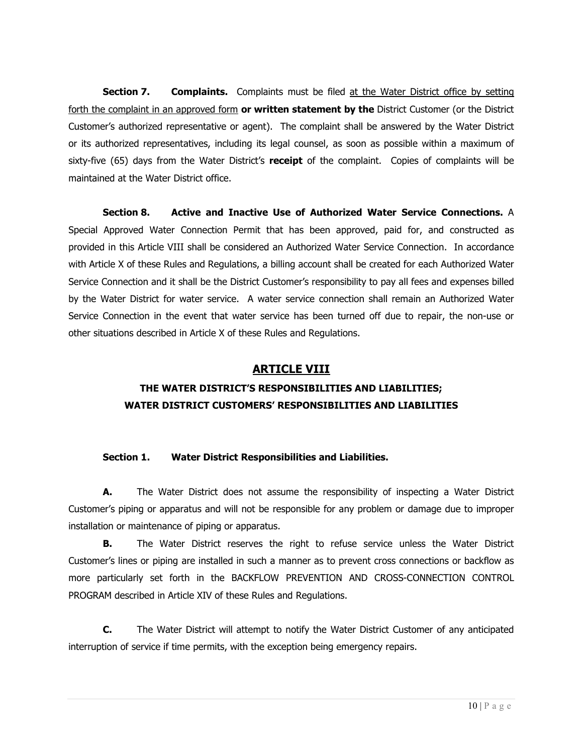**Section 7. Complaints.** Complaints must be filed at the Water District office by setting forth the complaint in an approved form **or written statement by the** District Customer (or the District Customer's authorized representative or agent). The complaint shall be answered by the Water District or its authorized representatives, including its legal counsel, as soon as possible within a maximum of sixty-five (65) days from the Water District's **receipt** of the complaint. Copies of complaints will be maintained at the Water District office.

**Section 8. Active and Inactive Use of Authorized Water Service Connections.** A Special Approved Water Connection Permit that has been approved, paid for, and constructed as provided in this Article VIII shall be considered an Authorized Water Service Connection. In accordance with Article X of these Rules and Regulations, a billing account shall be created for each Authorized Water Service Connection and it shall be the District Customer's responsibility to pay all fees and expenses billed by the Water District for water service. A water service connection shall remain an Authorized Water Service Connection in the event that water service has been turned off due to repair, the non-use or other situations described in Article X of these Rules and Regulations.

# ARTICLE VIII

## THE WATER DISTRICT'S RESPONSIBILITIES AND LIABILITIES; WATER DISTRICT CUSTOMERS' RESPONSIBILITIES AND LIABILITIES

**Section 1. Water District Responsibilities and Liabilities.**

**A.** The Water District does not assume the responsibility of inspecting a Water District Customer's piping or apparatus and will not be responsible for any problem or damage due to improper installation or maintenance of piping or apparatus.

**B.** The Water District reserves the right to refuse service unless the Water District Customer's lines or piping are installed in such a manner as to prevent cross connections or backflow as more particularly set forth in the BACKFLOW PREVENTION AND CROSS-CONNECTION CONTROL PROGRAM described in Article XIV of these Rules and Regulations.

**C.** The Water District will attempt to notify the Water District Customer of any anticipated interruption of service if time permits, with the exception being emergency repairs.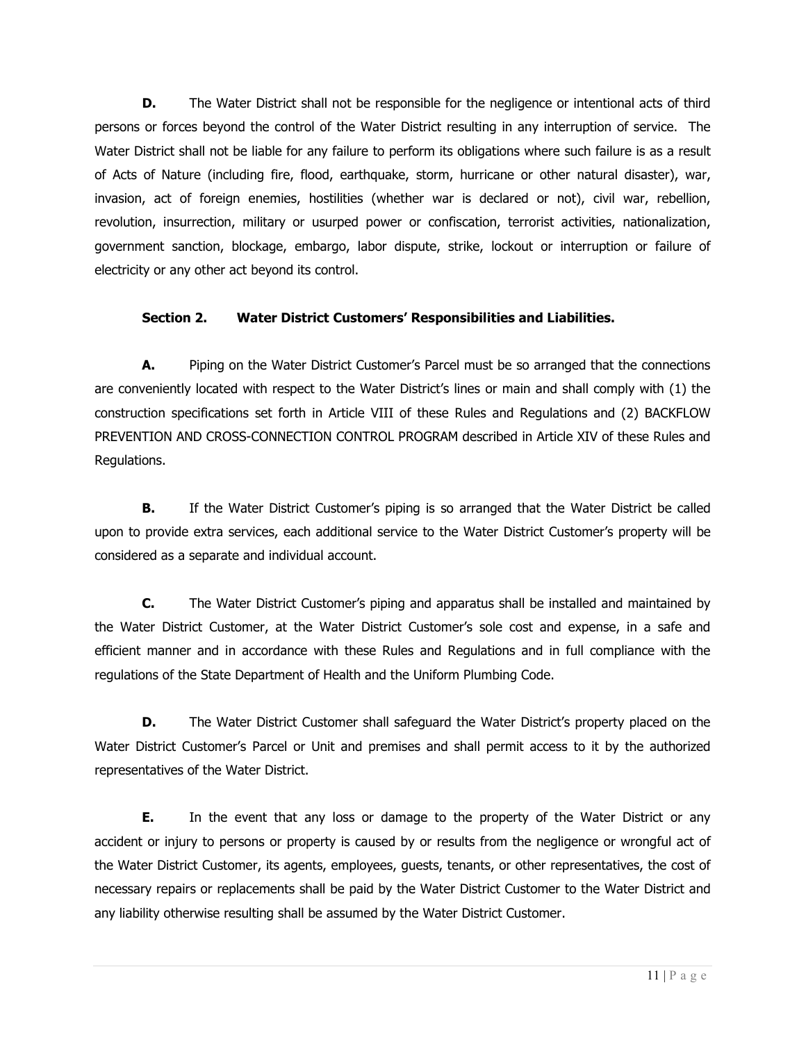**D.** The Water District shall not be responsible for the negligence or intentional acts of third persons or forces beyond the control of the Water District resulting in any interruption of service. The Water District shall not be liable for any failure to perform its obligations where such failure is as a result of Acts of Nature (including fire, flood, earthquake, storm, hurricane or other natural disaster), war, invasion, act of foreign enemies, hostilities (whether war is declared or not), civil war, rebellion, revolution, insurrection, military or usurped power or confiscation, terrorist activities, nationalization, government sanction, blockage, embargo, labor dispute, strike, lockout or interruption or failure of electricity or any other act beyond its control.

### Section 2. Water District Customers' Responsibilities and Liabilities.

**A.** Piping on the Water District Customer's Parcel must be so arranged that the connections are conveniently located with respect to the Water District's lines or main and shall comply with (1) the construction specifications set forth in Article VIII of these Rules and Regulations and (2) BACKFLOW PREVENTION AND CROSS-CONNECTION CONTROL PROGRAM described in Article XIV of these Rules and Regulations.

**B.** If the Water District Customer's piping is so arranged that the Water District be called upon to provide extra services, each additional service to the Water District Customer's property will be considered as a separate and individual account.

**C.** The Water District Customer's piping and apparatus shall be installed and maintained by the Water District Customer, at the Water District Customer's sole cost and expense, in a safe and efficient manner and in accordance with these Rules and Regulations and in full compliance with the regulations of the State Department of Health and the Uniform Plumbing Code.

**D.** The Water District Customer shall safeguard the Water District's property placed on the Water District Customer's Parcel or Unit and premises and shall permit access to it by the authorized representatives of the Water District.

**E.** In the event that any loss or damage to the property of the Water District or any accident or injury to persons or property is caused by or results from the negligence or wrongful act of the Water District Customer, its agents, employees, guests, tenants, or other representatives, the cost of necessary repairs or replacements shall be paid by the Water District Customer to the Water District and any liability otherwise resulting shall be assumed by the Water District Customer.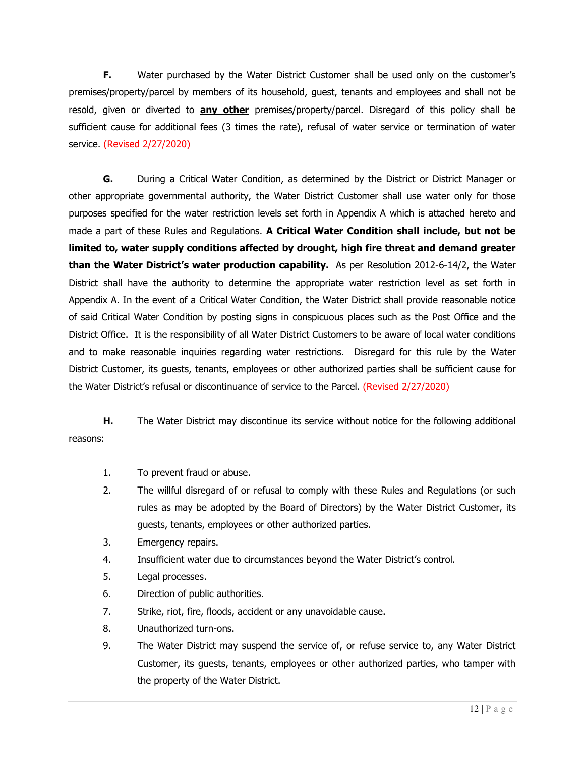**F.** Water purchased by the Water District Customer shall be used only on the customer's premises/property/parcel by members of its household, guest, tenants and employees and shall not be resold, given or diverted to **<u>any other</u>** premises/property/parcel. Disregard of this policy shall be sufficient cause for additional fees (3 times the rate), refusal of water service or termination of water service. (Revised 2/27/2020)

**G.** During a Critical Water Condition, as determined by the District or District Manager or other appropriate governmental authority, the Water District Customer shall use water only for those purposes specified for the water restriction levels set forth in Appendix A which is attached hereto and made a part of these Rules and Regulations. **A Critical Water Condition shall include, but not be limited to, water supply conditions affected by drought, high fire threat and demand greater than the Water District's water production capability.** As per Resolution 2012-6-14/2, the Water District shall have the authority to determine the appropriate water restriction level as set forth in Appendix A. In the event of a Critical Water Condition, the Water District shall provide reasonable notice of said Critical Water Condition by posting signs in conspicuous places such as the Post Office and the District Office. It is the responsibility of all Water District Customers to be aware of local water conditions and to make reasonable inquiries regarding water restrictions. Disregard for this rule by the Water District Customer, its guests, tenants, employees or other authorized parties shall be sufficient cause for the Water District's refusal or discontinuance of service to the Parcel. (Revised 2/27/2020)

**H.** The Water District may discontinue its service without notice for the following additional reasons:

1. To prevent fraud or abuse.
2. The willful disregard of or refusal to comply with these Rules and Regulations (or such rules as may be adopted by the Board of Directors) by the Water District Customer, its guests, tenants, employees or other authorized parties.
3. Emergency repairs.
4. Insufficient water due to circumstances beyond the Water District's control.
5. Legal processes.
6. Direction of public authorities.
7. Strike, riot, fire, floods, accident or any unavoidable cause.
8. Unauthorized turn-ons.
9. The Water District may suspend the service of, or refuse service to, any Water District Customer, its guests, tenants, employees or other authorized parties, who tamper with the property of the Water District.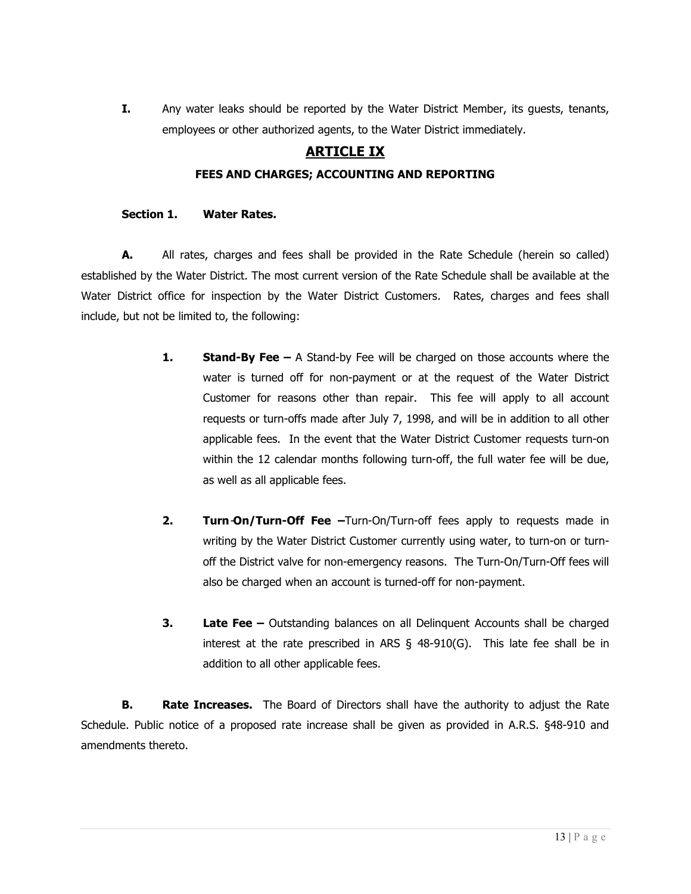**I.** Any water leaks should be reported by the Water District Member, its guests, tenants, employees or other authorized agents, to the Water District immediately.

# ARTICLE IX

## FEES AND CHARGES; ACCOUNTING AND REPORTING

**Section 1. Water Rates.**

**A.** All rates, charges and fees shall be provided in the Rate Schedule (herein so called) established by the Water District. The most current version of the Rate Schedule shall be available at the Water District office for inspection by the Water District Customers. Rates, charges and fees shall include, but not be limited to, the following:

**1. Stand-By Fee –** A Stand-by Fee will be charged on those accounts where the water is turned off for non-payment or at the request of the Water District Customer for reasons other than repair. This fee will apply to all account requests or turn-offs made after July 7, 1998, and will be in addition to all other applicable fees. In the event that the Water District Customer requests turn-on within the 12 calendar months following turn-off, the full water fee will be due, as well as all applicable fees.

**2. Turn-On/Turn-Off Fee –**Turn-On/Turn-off fees apply to requests made in writing by the Water District Customer currently using water, to turn-on or turn-off the District valve for non-emergency reasons. The Turn-On/Turn-Off fees will also be charged when an account is turned-off for non-payment.

**3. Late Fee –** Outstanding balances on all Delinquent Accounts shall be charged interest at the rate prescribed in ARS § 48-910(G). This late fee shall be in addition to all other applicable fees.

**B. Rate Increases.** The Board of Directors shall have the authority to adjust the Rate Schedule. Public notice of a proposed rate increase shall be given as provided in A.R.S. §48-910 and amendments thereto.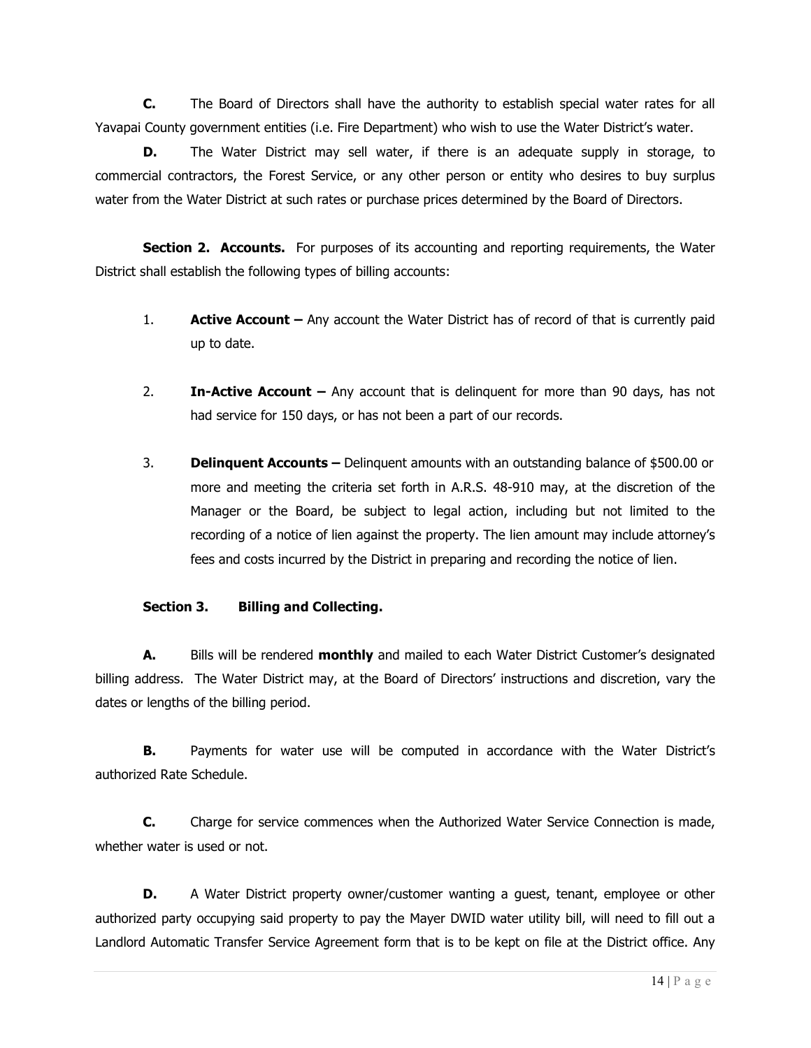**C.** The Board of Directors shall have the authority to establish special water rates for all Yavapai County government entities (i.e. Fire Department) who wish to use the Water District's water.

**D.** The Water District may sell water, if there is an adequate supply in storage, to commercial contractors, the Forest Service, or any other person or entity who desires to buy surplus water from the Water District at such rates or purchase prices determined by the Board of Directors.

**Section 2. Accounts.** For purposes of its accounting and reporting requirements, the Water District shall establish the following types of billing accounts:

1. **Active Account –** Any account the Water District has of record of that is currently paid up to date.

2. **In-Active Account –** Any account that is delinquent for more than 90 days, has not had service for 150 days, or has not been a part of our records.

3. **Delinquent Accounts –** Delinquent amounts with an outstanding balance of $500.00 or more and meeting the criteria set forth in A.R.S. 48-910 may, at the discretion of the Manager or the Board, be subject to legal action, including but not limited to the recording of a notice of lien against the property. The lien amount may include attorney's fees and costs incurred by the District in preparing and recording the notice of lien.

**Section 3. Billing and Collecting.**

**A.** Bills will be rendered **monthly** and mailed to each Water District Customer's designated billing address. The Water District may, at the Board of Directors' instructions and discretion, vary the dates or lengths of the billing period.

**B.** Payments for water use will be computed in accordance with the Water District's authorized Rate Schedule.

**C.** Charge for service commences when the Authorized Water Service Connection is made, whether water is used or not.

**D.** A Water District property owner/customer wanting a guest, tenant, employee or other authorized party occupying said property to pay the Mayer DWID water utility bill, will need to fill out a Landlord Automatic Transfer Service Agreement form that is to be kept on file at the District office. Any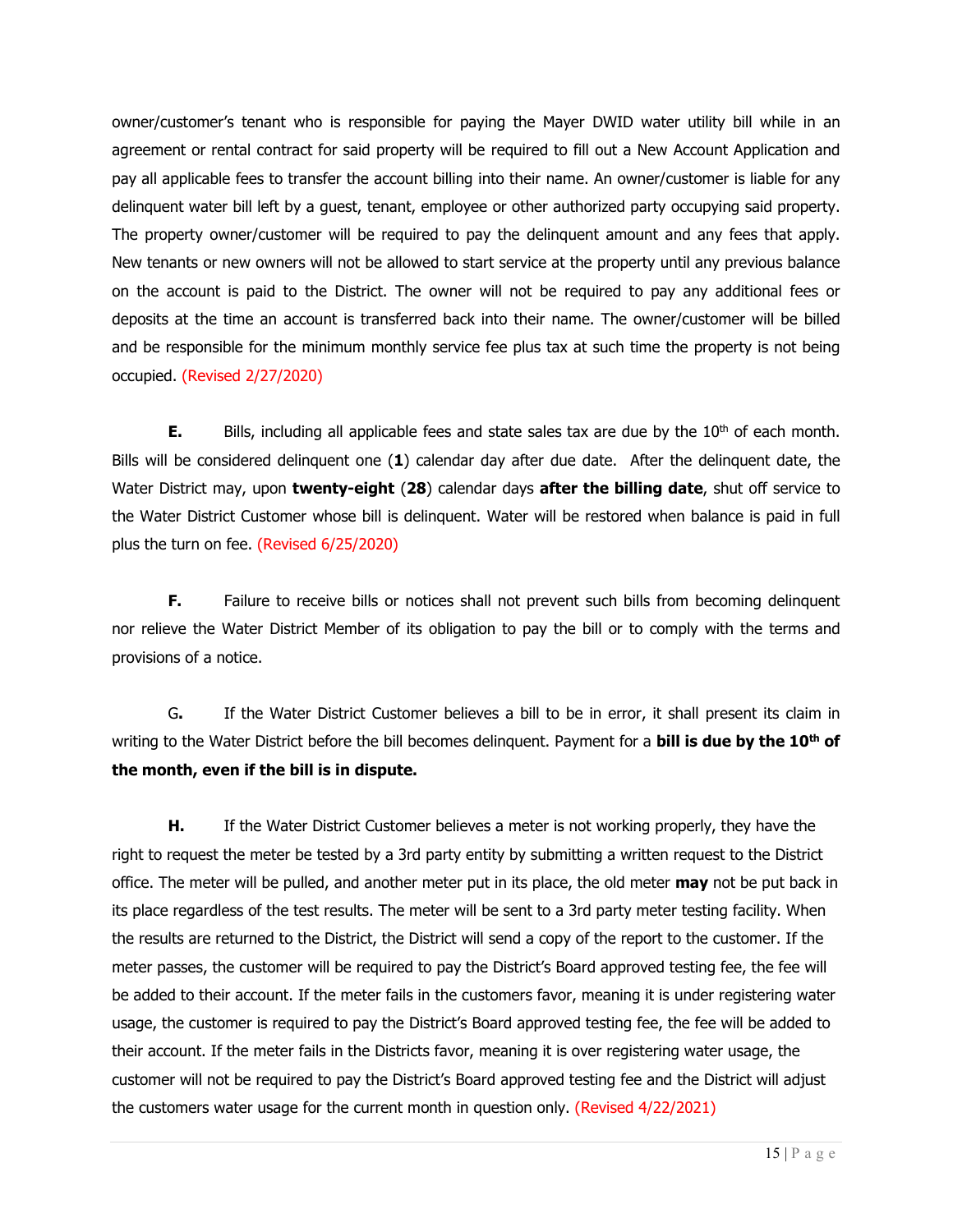owner/customer's tenant who is responsible for paying the Mayer DWID water utility bill while in an agreement or rental contract for said property will be required to fill out a New Account Application and pay all applicable fees to transfer the account billing into their name. An owner/customer is liable for any delinquent water bill left by a guest, tenant, employee or other authorized party occupying said property. The property owner/customer will be required to pay the delinquent amount and any fees that apply. New tenants or new owners will not be allowed to start service at the property until any previous balance on the account is paid to the District. The owner will not be required to pay any additional fees or deposits at the time an account is transferred back into their name. The owner/customer will be billed and be responsible for the minimum monthly service fee plus tax at such time the property is not being occupied. (Revised 2/27/2020)

**E.** Bills, including all applicable fees and state sales tax are due by the 10th of each month. Bills will be considered delinquent one (**1**) calendar day after due date. After the delinquent date, the Water District may, upon **twenty-eight** (**28**) calendar days **after the billing date**, shut off service to the Water District Customer whose bill is delinquent. Water will be restored when balance is paid in full plus the turn on fee. (Revised 6/25/2020)

**F.** Failure to receive bills or notices shall not prevent such bills from becoming delinquent nor relieve the Water District Member of its obligation to pay the bill or to comply with the terms and provisions of a notice.

G**.** If the Water District Customer believes a bill to be in error, it shall present its claim in writing to the Water District before the bill becomes delinquent. Payment for a **bill is due by the 10th of the month, even if the bill is in dispute.**

**H.** If the Water District Customer believes a meter is not working properly, they have the right to request the meter be tested by a 3rd party entity by submitting a written request to the District office. The meter will be pulled, and another meter put in its place, the old meter **may** not be put back in its place regardless of the test results. The meter will be sent to a 3rd party meter testing facility. When the results are returned to the District, the District will send a copy of the report to the customer. If the meter passes, the customer will be required to pay the District's Board approved testing fee, the fee will be added to their account. If the meter fails in the customers favor, meaning it is under registering water usage, the customer is required to pay the District's Board approved testing fee, the fee will be added to their account. If the meter fails in the Districts favor, meaning it is over registering water usage, the customer will not be required to pay the District's Board approved testing fee and the District will adjust the customers water usage for the current month in question only. (Revised 4/22/2021)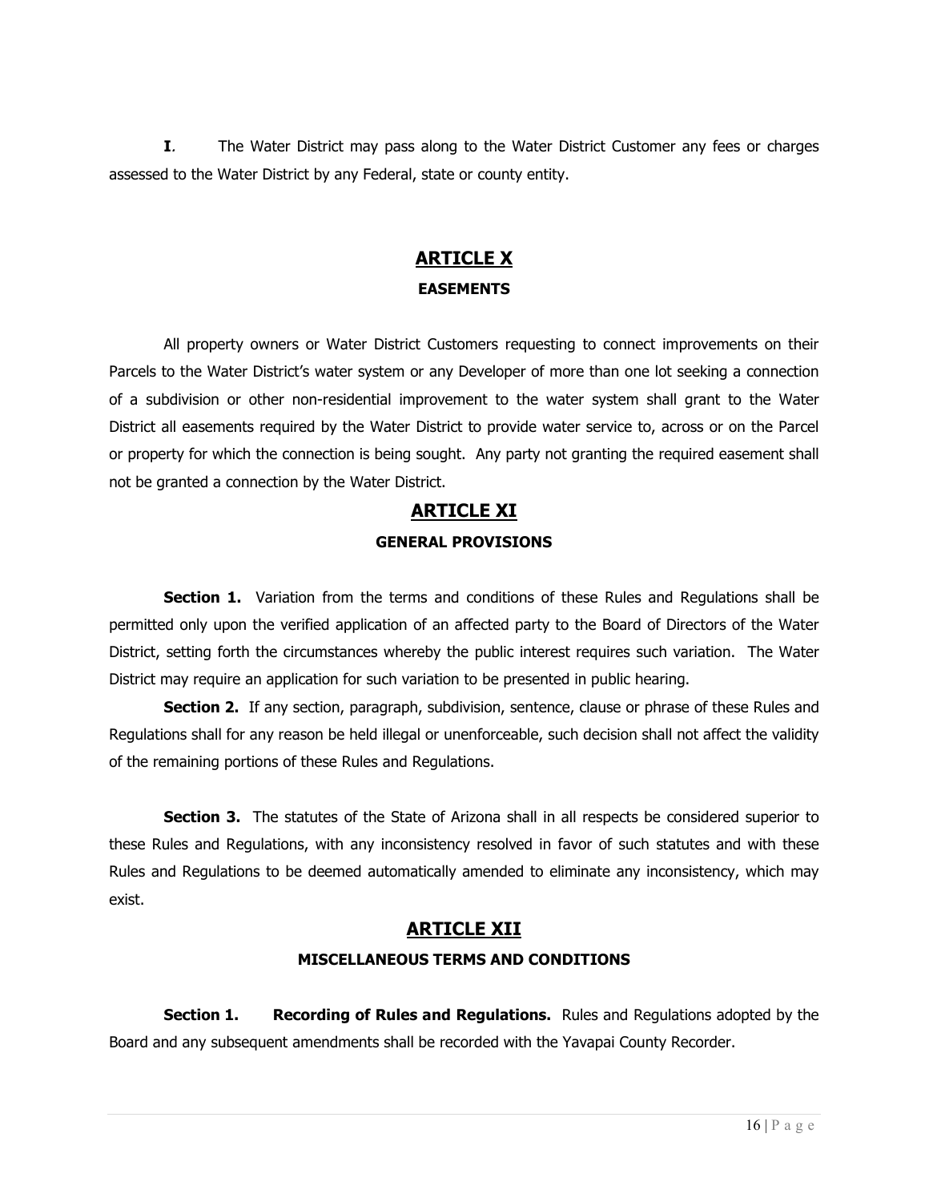**I**. The Water District may pass along to the Water District Customer any fees or charges assessed to the Water District by any Federal, state or county entity.

## ARTICLE X

### EASEMENTS

All property owners or Water District Customers requesting to connect improvements on their Parcels to the Water District's water system or any Developer of more than one lot seeking a connection of a subdivision or other non-residential improvement to the water system shall grant to the Water District all easements required by the Water District to provide water service to, across or on the Parcel or property for which the connection is being sought. Any party not granting the required easement shall not be granted a connection by the Water District.

## ARTICLE XI

### GENERAL PROVISIONS

**Section 1.** Variation from the terms and conditions of these Rules and Regulations shall be permitted only upon the verified application of an affected party to the Board of Directors of the Water District, setting forth the circumstances whereby the public interest requires such variation. The Water District may require an application for such variation to be presented in public hearing.

**Section 2.** If any section, paragraph, subdivision, sentence, clause or phrase of these Rules and Regulations shall for any reason be held illegal or unenforceable, such decision shall not affect the validity of the remaining portions of these Rules and Regulations.

**Section 3.** The statutes of the State of Arizona shall in all respects be considered superior to these Rules and Regulations, with any inconsistency resolved in favor of such statutes and with these Rules and Regulations to be deemed automatically amended to eliminate any inconsistency, which may exist.

## ARTICLE XII

### MISCELLANEOUS TERMS AND CONDITIONS

**Section 1. Recording of Rules and Regulations.** Rules and Regulations adopted by the Board and any subsequent amendments shall be recorded with the Yavapai County Recorder.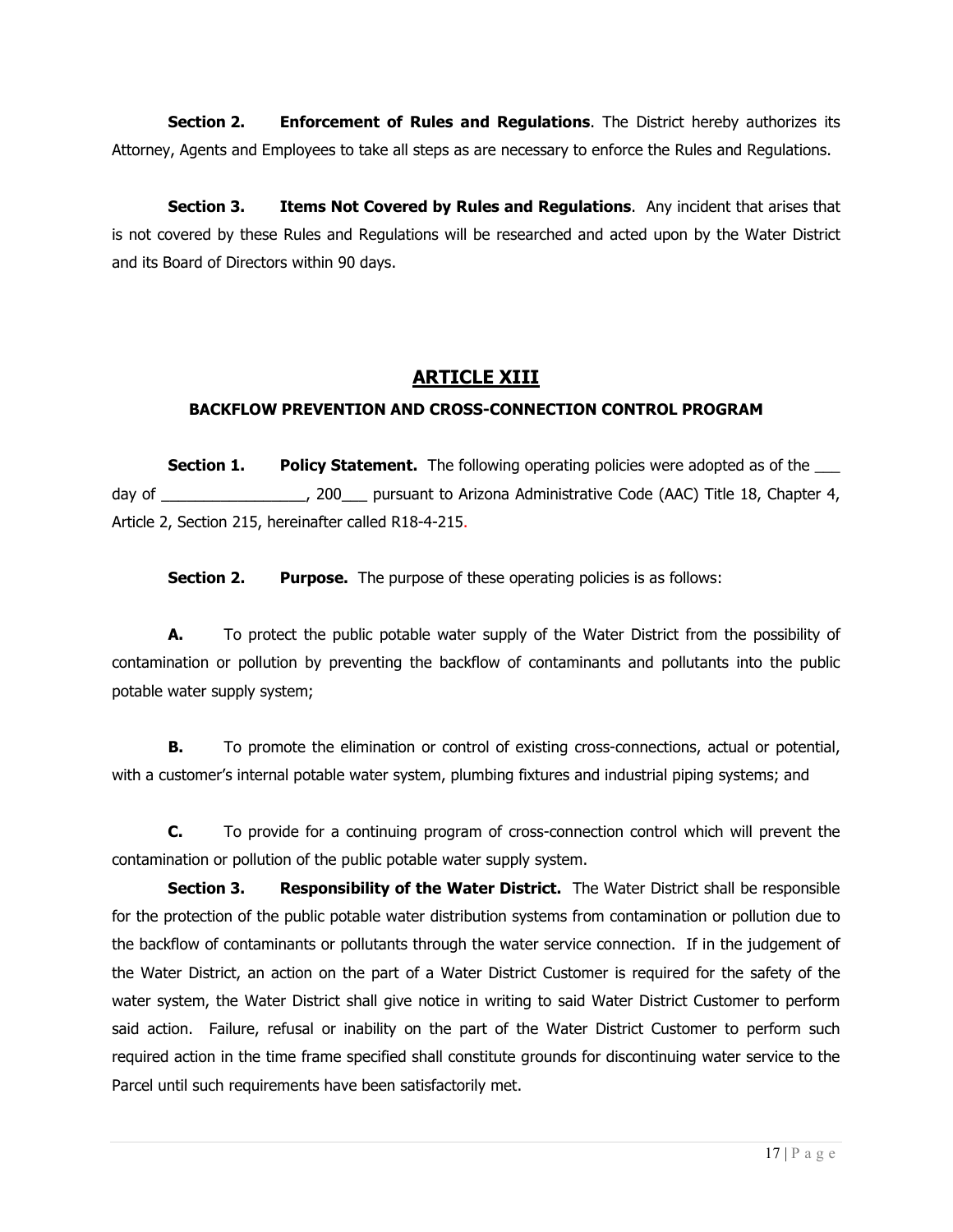**Section 2.** **Enforcement of Rules and Regulations**. The District hereby authorizes its Attorney, Agents and Employees to take all steps as are necessary to enforce the Rules and Regulations.

**Section 3.** **Items Not Covered by Rules and Regulations**. Any incident that arises that is not covered by these Rules and Regulations will be researched and acted upon by the Water District and its Board of Directors within 90 days.

## ARTICLE XIII

### BACKFLOW PREVENTION AND CROSS-CONNECTION CONTROL PROGRAM

**Section 1.** **Policy Statement.** The following operating policies were adopted as of the ___ day of _________________, 200___ pursuant to Arizona Administrative Code (AAC) Title 18, Chapter 4, Article 2, Section 215, hereinafter called R18-4-215.

**Section 2.** **Purpose.** The purpose of these operating policies is as follows:

**A.** To protect the public potable water supply of the Water District from the possibility of contamination or pollution by preventing the backflow of contaminants and pollutants into the public potable water supply system;

**B.** To promote the elimination or control of existing cross-connections, actual or potential, with a customer's internal potable water system, plumbing fixtures and industrial piping systems; and

**C.** To provide for a continuing program of cross-connection control which will prevent the contamination or pollution of the public potable water supply system.

**Section 3.** **Responsibility of the Water District.** The Water District shall be responsible for the protection of the public potable water distribution systems from contamination or pollution due to the backflow of contaminants or pollutants through the water service connection. If in the judgement of the Water District, an action on the part of a Water District Customer is required for the safety of the water system, the Water District shall give notice in writing to said Water District Customer to perform said action. Failure, refusal or inability on the part of the Water District Customer to perform such required action in the time frame specified shall constitute grounds for discontinuing water service to the Parcel until such requirements have been satisfactorily met.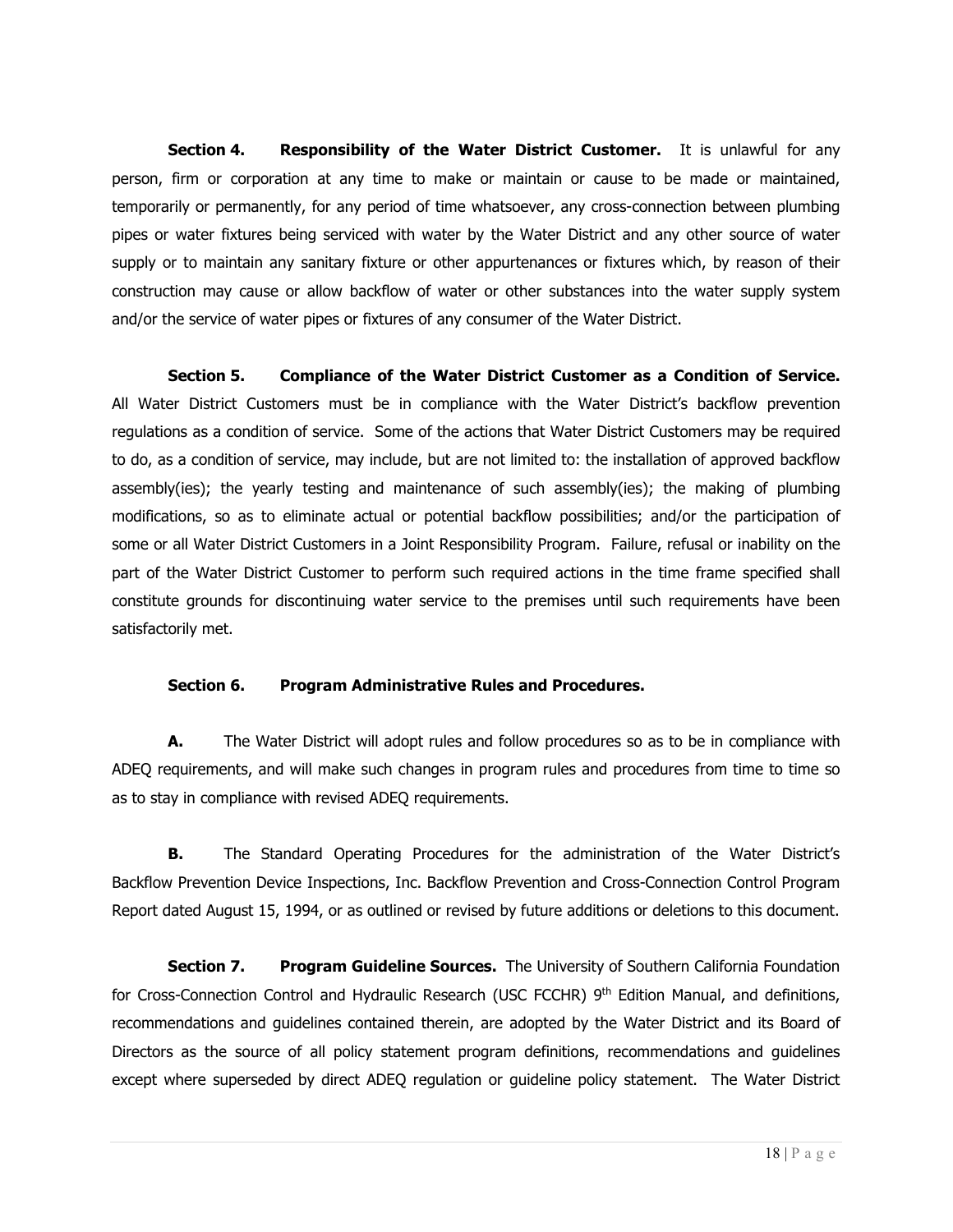**Section 4. Responsibility of the Water District Customer.** It is unlawful for any person, firm or corporation at any time to make or maintain or cause to be made or maintained, temporarily or permanently, for any period of time whatsoever, any cross-connection between plumbing pipes or water fixtures being serviced with water by the Water District and any other source of water supply or to maintain any sanitary fixture or other appurtenances or fixtures which, by reason of their construction may cause or allow backflow of water or other substances into the water supply system and/or the service of water pipes or fixtures of any consumer of the Water District.

**Section 5. Compliance of the Water District Customer as a Condition of Service.** All Water District Customers must be in compliance with the Water District's backflow prevention regulations as a condition of service. Some of the actions that Water District Customers may be required to do, as a condition of service, may include, but are not limited to: the installation of approved backflow assembly(ies); the yearly testing and maintenance of such assembly(ies); the making of plumbing modifications, so as to eliminate actual or potential backflow possibilities; and/or the participation of some or all Water District Customers in a Joint Responsibility Program. Failure, refusal or inability on the part of the Water District Customer to perform such required actions in the time frame specified shall constitute grounds for discontinuing water service to the premises until such requirements have been satisfactorily met.

**Section 6. Program Administrative Rules and Procedures.**

**A.** The Water District will adopt rules and follow procedures so as to be in compliance with ADEQ requirements, and will make such changes in program rules and procedures from time to time so as to stay in compliance with revised ADEQ requirements.

**B.** The Standard Operating Procedures for the administration of the Water District's Backflow Prevention Device Inspections, Inc. Backflow Prevention and Cross-Connection Control Program Report dated August 15, 1994, or as outlined or revised by future additions or deletions to this document.

**Section 7. Program Guideline Sources.** The University of Southern California Foundation for Cross-Connection Control and Hydraulic Research (USC FCCHR) 9th Edition Manual, and definitions, recommendations and guidelines contained therein, are adopted by the Water District and its Board of Directors as the source of all policy statement program definitions, recommendations and guidelines except where superseded by direct ADEQ regulation or guideline policy statement. The Water District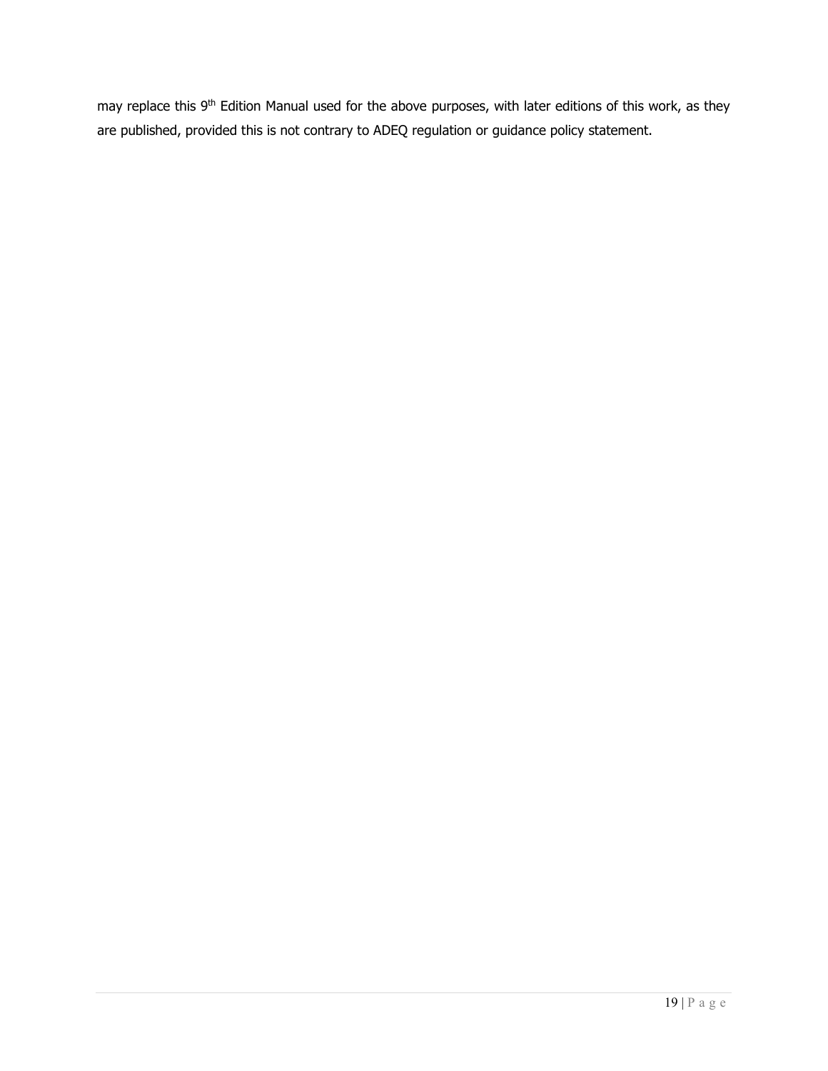may replace this 9th Edition Manual used for the above purposes, with later editions of this work, as they are published, provided this is not contrary to ADEQ regulation or guidance policy statement.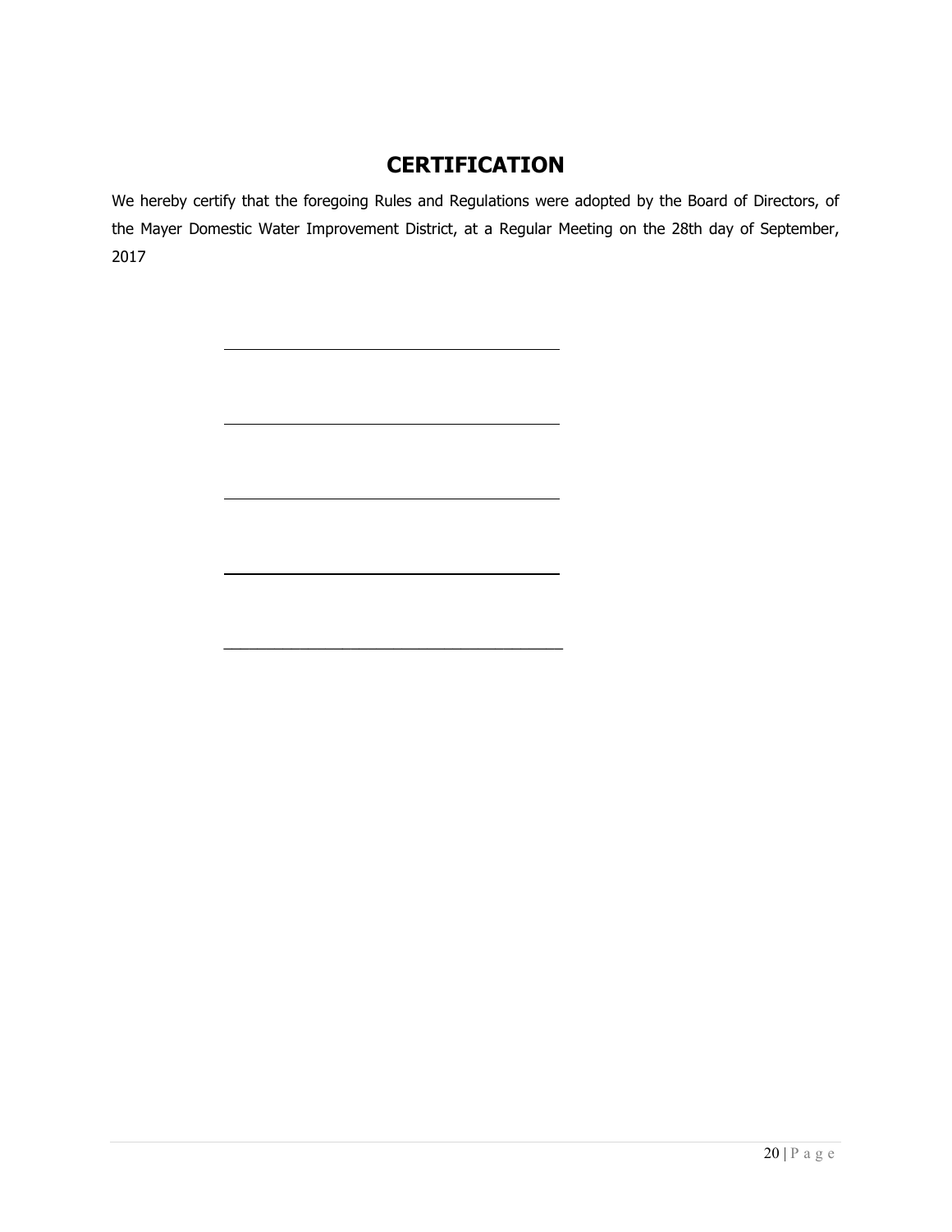# CERTIFICATION

We hereby certify that the foregoing Rules and Regulations were adopted by the Board of Directors, of the Mayer Domestic Water Improvement District, at a Regular Meeting on the 28th day of September, 2017

\_\_\_\_\_\_\_\_\_\_\_\_\_\_\_\_\_\_\_\_\_\_\_\_\_\_\_\_\_\_\_\_\_\_\_\_\_\_\_\_

\_\_\_\_\_\_\_\_\_\_\_\_\_\_\_\_\_\_\_\_\_\_\_\_\_\_\_\_\_\_\_\_\_\_\_\_\_\_\_\_

\_\_\_\_\_\_\_\_\_\_\_\_\_\_\_\_\_\_\_\_\_\_\_\_\_\_\_\_\_\_\_\_\_\_\_\_\_\_\_\_

\_\_\_\_\_\_\_\_\_\_\_\_\_\_\_\_\_\_\_\_\_\_\_\_\_\_\_\_\_\_\_\_\_\_\_\_\_\_\_\_

\_\_\_\_\_\_\_\_\_\_\_\_\_\_\_\_\_\_\_\_\_\_\_\_\_\_\_\_\_\_\_\_\_\_\_\_\_\_\_\_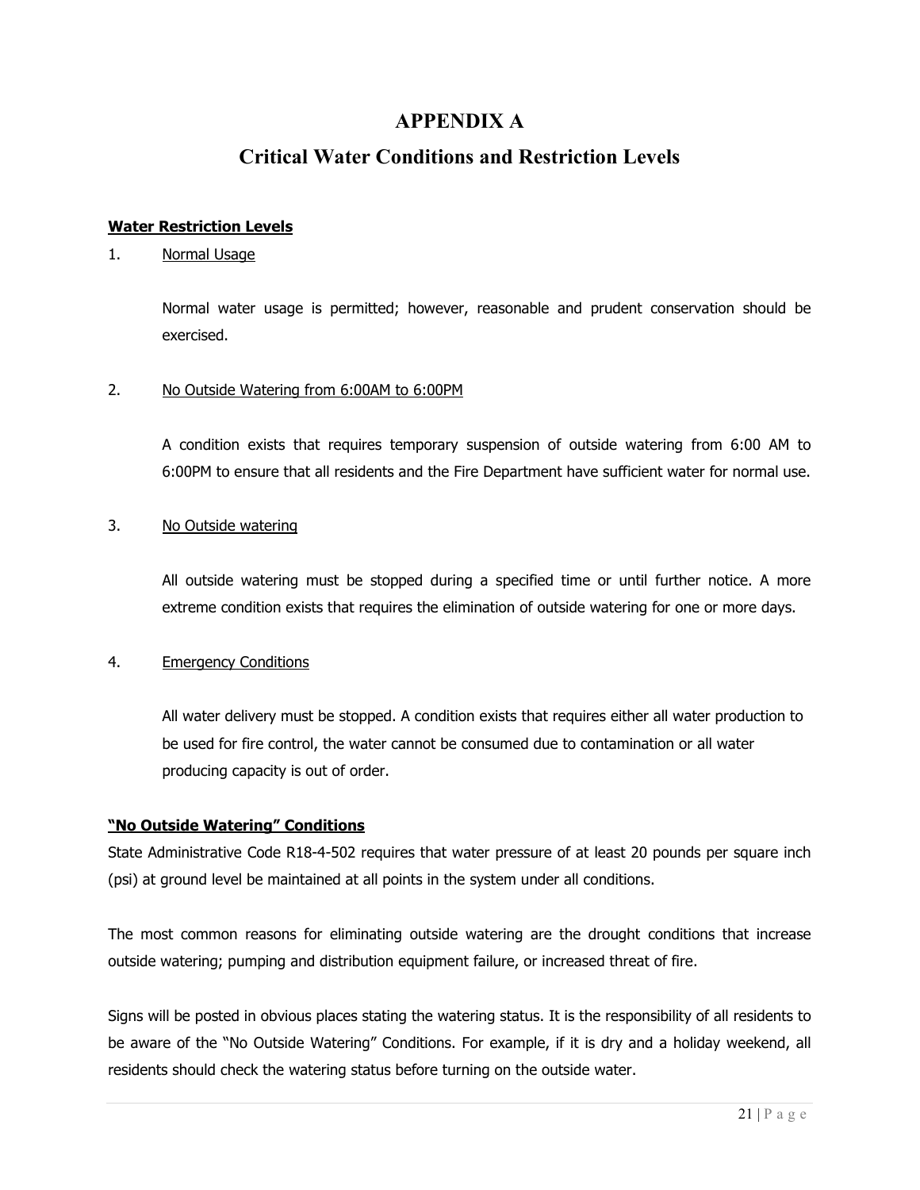# APPENDIX A

## Critical Water Conditions and Restriction Levels

**Water Restriction Levels**

1. Normal Usage

   Normal water usage is permitted; however, reasonable and prudent conservation should be exercised.

2. No Outside Watering from 6:00AM to 6:00PM

   A condition exists that requires temporary suspension of outside watering from 6:00 AM to 6:00PM to ensure that all residents and the Fire Department have sufficient water for normal use.

3. No Outside watering

   All outside watering must be stopped during a specified time or until further notice. A more extreme condition exists that requires the elimination of outside watering for one or more days.

4. Emergency Conditions

   All water delivery must be stopped. A condition exists that requires either all water production to be used for fire control, the water cannot be consumed due to contamination or all water producing capacity is out of order.

**"No Outside Watering" Conditions**

State Administrative Code R18-4-502 requires that water pressure of at least 20 pounds per square inch (psi) at ground level be maintained at all points in the system under all conditions.

The most common reasons for eliminating outside watering are the drought conditions that increase outside watering; pumping and distribution equipment failure, or increased threat of fire.

Signs will be posted in obvious places stating the watering status. It is the responsibility of all residents to be aware of the "No Outside Watering" Conditions. For example, if it is dry and a holiday weekend, all residents should check the watering status before turning on the outside water.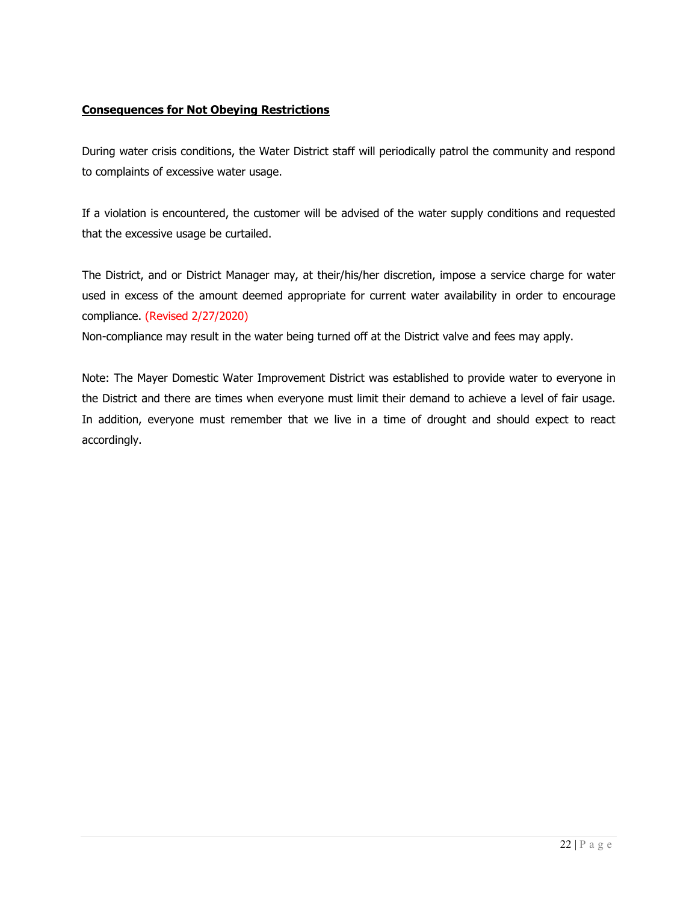**Consequences for Not Obeying Restrictions**

During water crisis conditions, the Water District staff will periodically patrol the community and respond to complaints of excessive water usage.

If a violation is encountered, the customer will be advised of the water supply conditions and requested that the excessive usage be curtailed.

The District, and or District Manager may, at their/his/her discretion, impose a service charge for water used in excess of the amount deemed appropriate for current water availability in order to encourage compliance. (Revised 2/27/2020)
Non-compliance may result in the water being turned off at the District valve and fees may apply.

Note: The Mayer Domestic Water Improvement District was established to provide water to everyone in the District and there are times when everyone must limit their demand to achieve a level of fair usage. In addition, everyone must remember that we live in a time of drought and should expect to react accordingly.